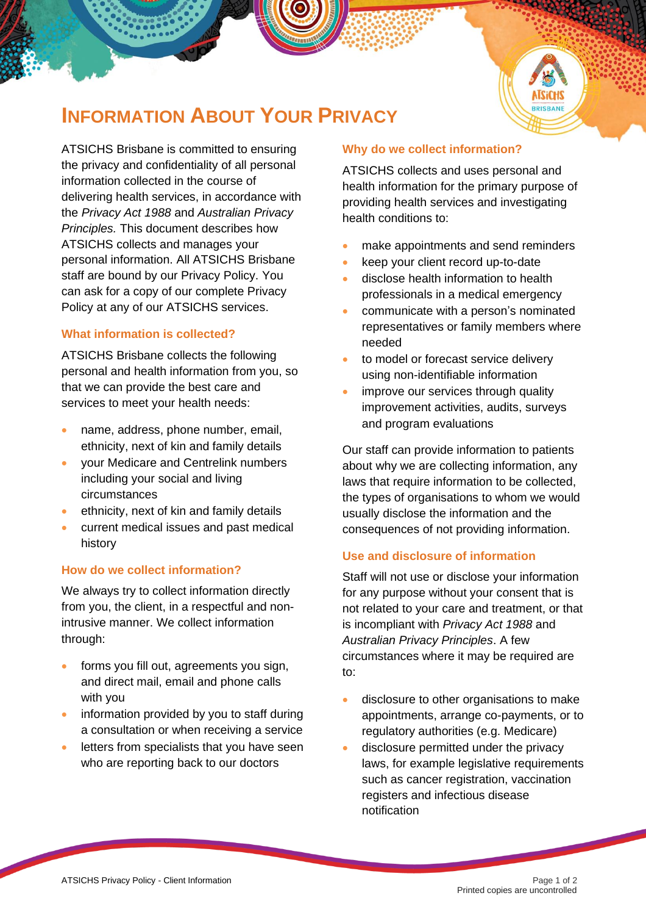# Information About Your Privacy

ATSICHS Brisbane is committed to ensuring the privacy and confidentiality of all personal information collected in the course of delivering health services, in accordance with the *Privacy Act 1988* and *Australian Privacy Principles.* This document describes how ATSICHS collects and manages your personal information. All ATSICHS Brisbane staff are bound by our Privacy Policy. You can ask for a copy of our complete Privacy Policy at any of our ATSICHS services.

## What information is collected?

ATSICHS Brisbane collects the following personal and health information from you, so that we can provide the best care and services to meet your health needs:

- name, address, phone number, email, ethnicity, next of kin and family details
- your Medicare and Centrelink numbers including your social and living circumstances
- ethnicity, next of kin and family details
- current medical issues and past medical history

## How do we collect information?

We always try to collect information directly from you, the client, in a respectful and non-intrusive manner. We collect information through:

- forms you fill out, agreements you sign, and direct mail, email and phone calls with you
- information provided by you to staff during a consultation or when receiving a service
- letters from specialists that you have seen who are reporting back to our doctors

## Why do we collect information?

ATSICHS collects and uses personal and health information for the primary purpose of providing health services and investigating health conditions to:

- make appointments and send reminders
- keep your client record up-to-date
- disclose health information to health professionals in a medical emergency
- communicate with a person's nominated representatives or family members where needed
- to model or forecast service delivery using non-identifiable information
- improve our services through quality improvement activities, audits, surveys and program evaluations

Our staff can provide information to patients about why we are collecting information, any laws that require information to be collected, the types of organisations to whom we would usually disclose the information and the consequences of not providing information.

## Use and disclosure of information

Staff will not use or disclose your information for any purpose without your consent that is not related to your care and treatment, or that is incompliant with *Privacy Act 1988* and *Australian Privacy Principles*. A few circumstances where it may be required are to:

- disclosure to other organisations to make appointments, arrange co-payments, or to regulatory authorities (e.g. Medicare)
- disclosure permitted under the privacy laws, for example legislative requirements such as cancer registration, vaccination registers and infectious disease notification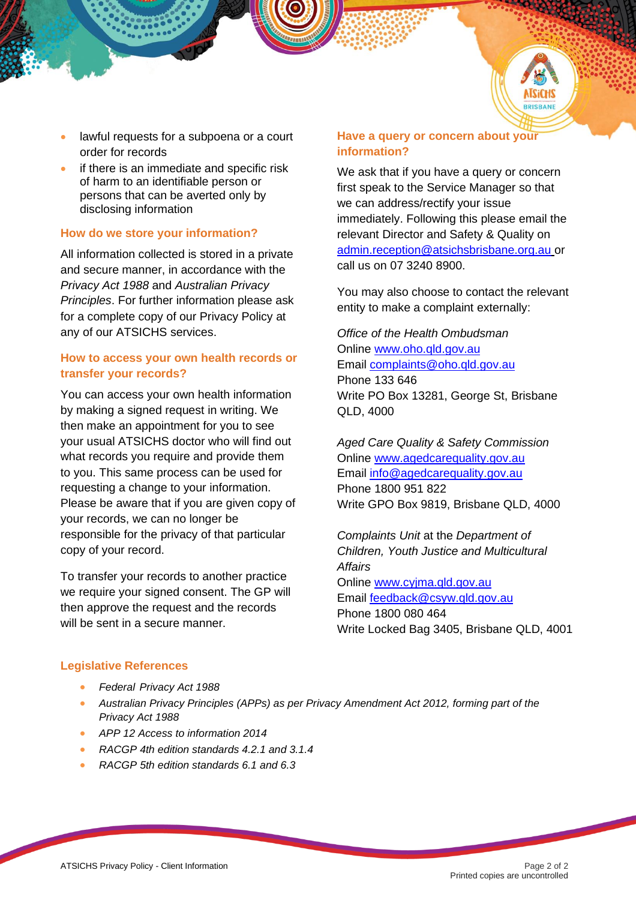- lawful requests for a subpoena or a court order for records
- if there is an immediate and specific risk of harm to an identifiable person or persons that can be averted only by disclosing information

### How do we store your information?

All information collected is stored in a private and secure manner, in accordance with the *Privacy Act 1988* and *Australian Privacy Principles*. For further information please ask for a complete copy of our Privacy Policy at any of our ATSICHS services.

### How to access your own health records or transfer your records?

You can access your own health information by making a signed request in writing. We then make an appointment for you to see your usual ATSICHS doctor who will find out what records you require and provide them to you. This same process can be used for requesting a change to your information. Please be aware that if you are given copy of your records, we can no longer be responsible for the privacy of that particular copy of your record.

To transfer your records to another practice we require your signed consent. The GP will then approve the request and the records will be sent in a secure manner.

### Have a query or concern about your information?

We ask that if you have a query or concern first speak to the Service Manager so that we can address/rectify your issue immediately. Following this please email the relevant Director and Safety & Quality on admin.reception@atsichsbrisbane.org.au or call us on 07 3240 8900.

You may also choose to contact the relevant entity to make a complaint externally:

*Office of the Health Ombudsman*
Online www.oho.qld.gov.au
Email complaints@oho.qld.gov.au
Phone 133 646
Write PO Box 13281, George St, Brisbane QLD, 4000

*Aged Care Quality & Safety Commission*
Online www.agedcarequality.gov.au
Email info@agedcarequality.gov.au
Phone 1800 951 822
Write GPO Box 9819, Brisbane QLD, 4000

*Complaints Unit* at the *Department of Children, Youth Justice and Multicultural Affairs*
Online www.cyjma.qld.gov.au
Email feedback@csyw.qld.gov.au
Phone 1800 080 464
Write Locked Bag 3405, Brisbane QLD, 4001

### Legislative References

- *Federal Privacy Act 1988*
- *Australian Privacy Principles (APPs) as per Privacy Amendment Act 2012, forming part of the Privacy Act 1988*
- *APP 12 Access to information 2014*
- *RACGP 4th edition standards 4.2.1 and 3.1.4*
- *RACGP 5th edition standards 6.1 and 6.3*